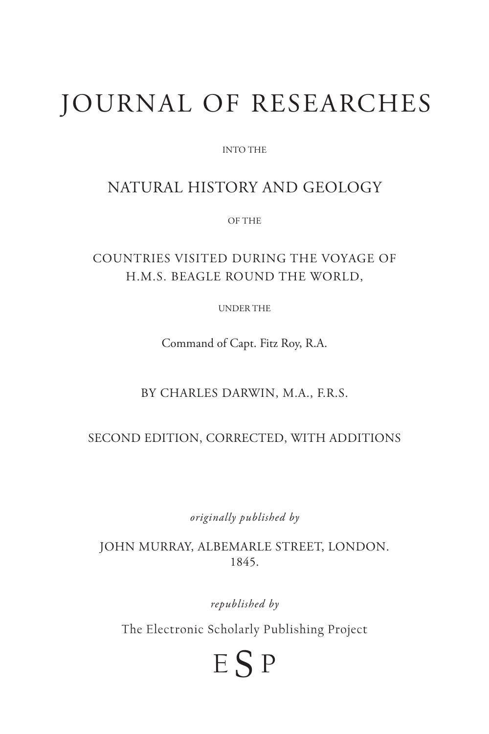# JOURNAL OF RESEARCHES

INTO THE

## NATURAL HISTORY AND GEOLOGY

OF THE

COUNTRIES VISITED DURING THE VOYAGE OF
H.M.S. BEAGLE ROUND THE WORLD,

UNDER THE

Command of Capt. Fitz Roy, R.A.

BY CHARLES DARWIN, M.A., F.R.S.

SECOND EDITION, CORRECTED, WITH ADDITIONS

*originally published by*

JOHN MURRAY, ALBEMARLE STREET, LONDON.
1845.

*republished by*

The Electronic Scholarly Publishing Project

ESP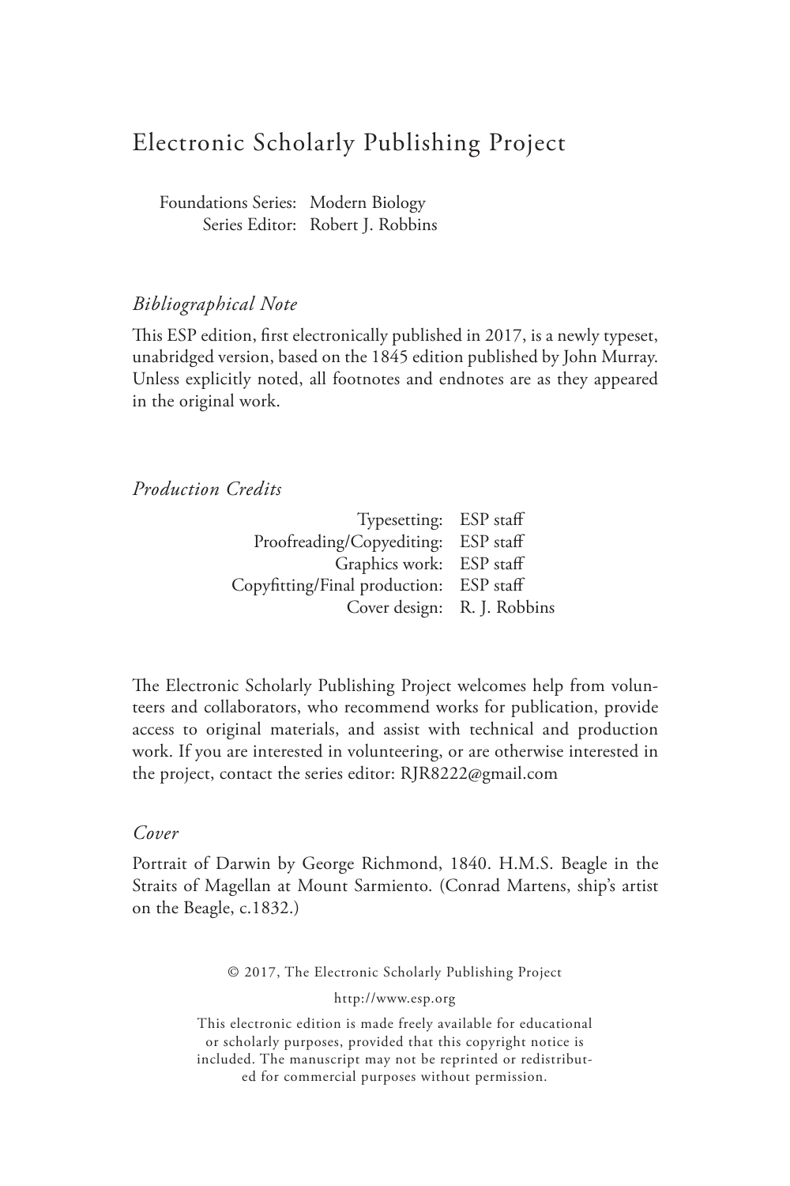# Electronic Scholarly Publishing Project

Foundations Series: Modern Biology
Series Editor: Robert J. Robbins

*Bibliographical Note*

This ESP edition, first electronically published in 2017, is a newly typeset, unabridged version, based on the 1845 edition published by John Murray. Unless explicitly noted, all footnotes and endnotes are as they appeared in the original work.

*Production Credits*

| | |
|---|---|
| Typesetting: | ESP staff |
| Proofreading/Copyediting: | ESP staff |
| Graphics work: | ESP staff |
| Copyfitting/Final production: | ESP staff |
| Cover design: | R. J. Robbins |

The Electronic Scholarly Publishing Project welcomes help from volunteers and collaborators, who recommend works for publication, provide access to original materials, and assist with technical and production work. If you are interested in volunteering, or are otherwise interested in the project, contact the series editor: RJR8222@gmail.com

*Cover*

Portrait of Darwin by George Richmond, 1840. H.M.S. Beagle in the Straits of Magellan at Mount Sarmiento. (Conrad Martens, ship's artist on the Beagle, c.1832.)

© 2017, The Electronic Scholarly Publishing Project

http://www.esp.org

This electronic edition is made freely available for educational or scholarly purposes, provided that this copyright notice is included. The manuscript may not be reprinted or redistributed for commercial purposes without permission.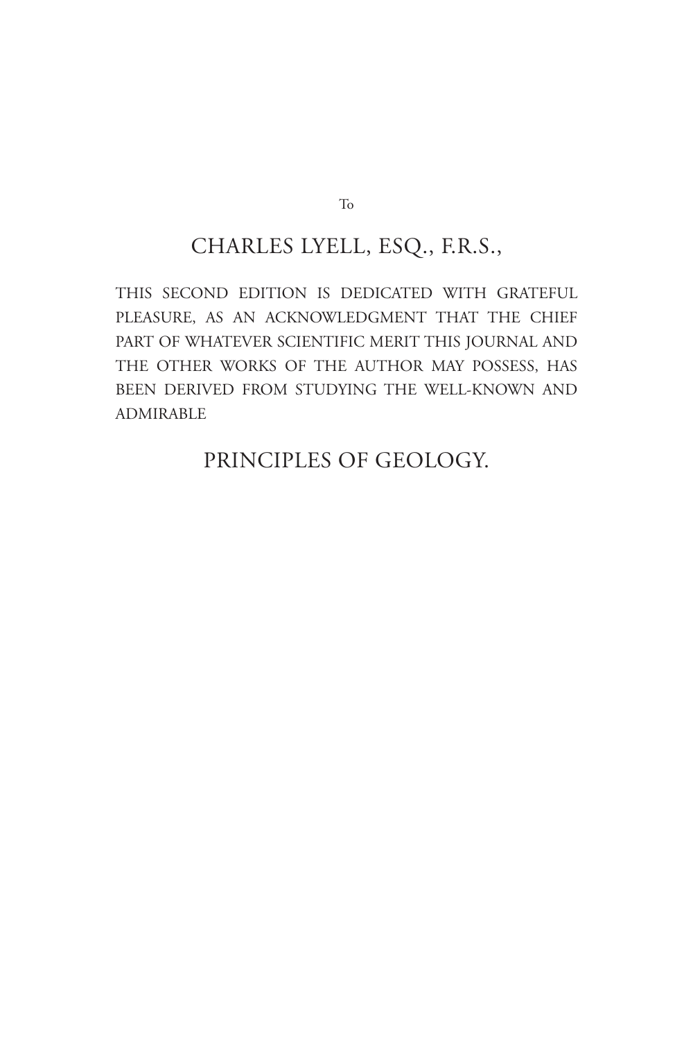To

CHARLES LYELL, ESQ., F.R.S.,

THIS SECOND EDITION IS DEDICATED WITH GRATEFUL PLEASURE, AS AN ACKNOWLEDGMENT THAT THE CHIEF PART OF WHATEVER SCIENTIFIC MERIT THIS JOURNAL AND THE OTHER WORKS OF THE AUTHOR MAY POSSESS, HAS BEEN DERIVED FROM STUDYING THE WELL-KNOWN AND ADMIRABLE

PRINCIPLES OF GEOLOGY.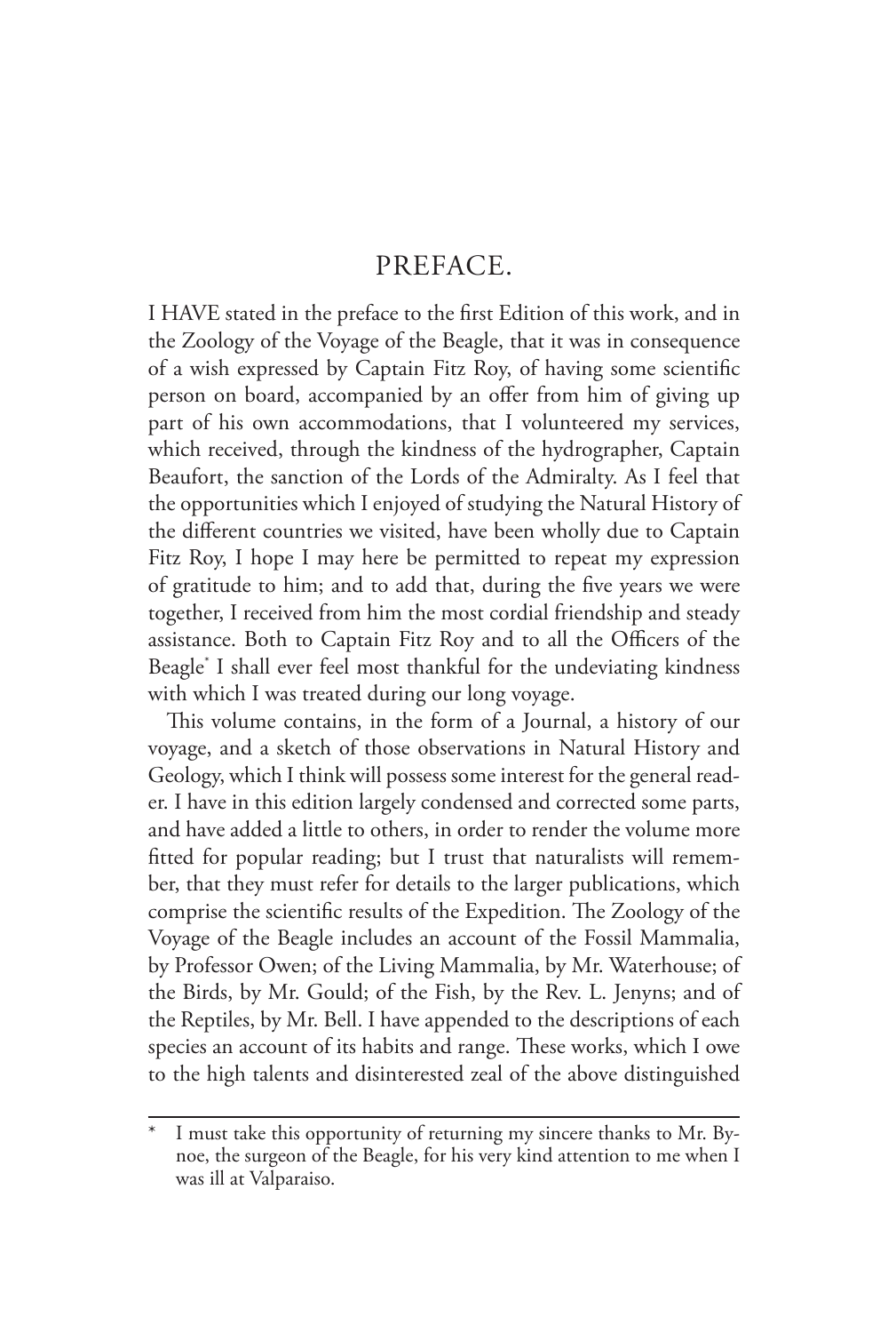# PREFACE.

I HAVE stated in the preface to the first Edition of this work, and in the Zoology of the Voyage of the Beagle, that it was in consequence of a wish expressed by Captain Fitz Roy, of having some scientific person on board, accompanied by an offer from him of giving up part of his own accommodations, that I volunteered my services, which received, through the kindness of the hydrographer, Captain Beaufort, the sanction of the Lords of the Admiralty. As I feel that the opportunities which I enjoyed of studying the Natural History of the different countries we visited, have been wholly due to Captain Fitz Roy, I hope I may here be permitted to repeat my expression of gratitude to him; and to add that, during the five years we were together, I received from him the most cordial friendship and steady assistance. Both to Captain Fitz Roy and to all the Officers of the Beagle* I shall ever feel most thankful for the undeviating kindness with which I was treated during our long voyage.

This volume contains, in the form of a Journal, a history of our voyage, and a sketch of those observations in Natural History and Geology, which I think will possess some interest for the general reader. I have in this edition largely condensed and corrected some parts, and have added a little to others, in order to render the volume more fitted for popular reading; but I trust that naturalists will remember, that they must refer for details to the larger publications, which comprise the scientific results of the Expedition. The Zoology of the Voyage of the Beagle includes an account of the Fossil Mammalia, by Professor Owen; of the Living Mammalia, by Mr. Waterhouse; of the Birds, by Mr. Gould; of the Fish, by the Rev. L. Jenyns; and of the Reptiles, by Mr. Bell. I have appended to the descriptions of each species an account of its habits and range. These works, which I owe to the high talents and disinterested zeal of the above distinguished

---

\* I must take this opportunity of returning my sincere thanks to Mr. Bynoe, the surgeon of the Beagle, for his very kind attention to me when I was ill at Valparaiso.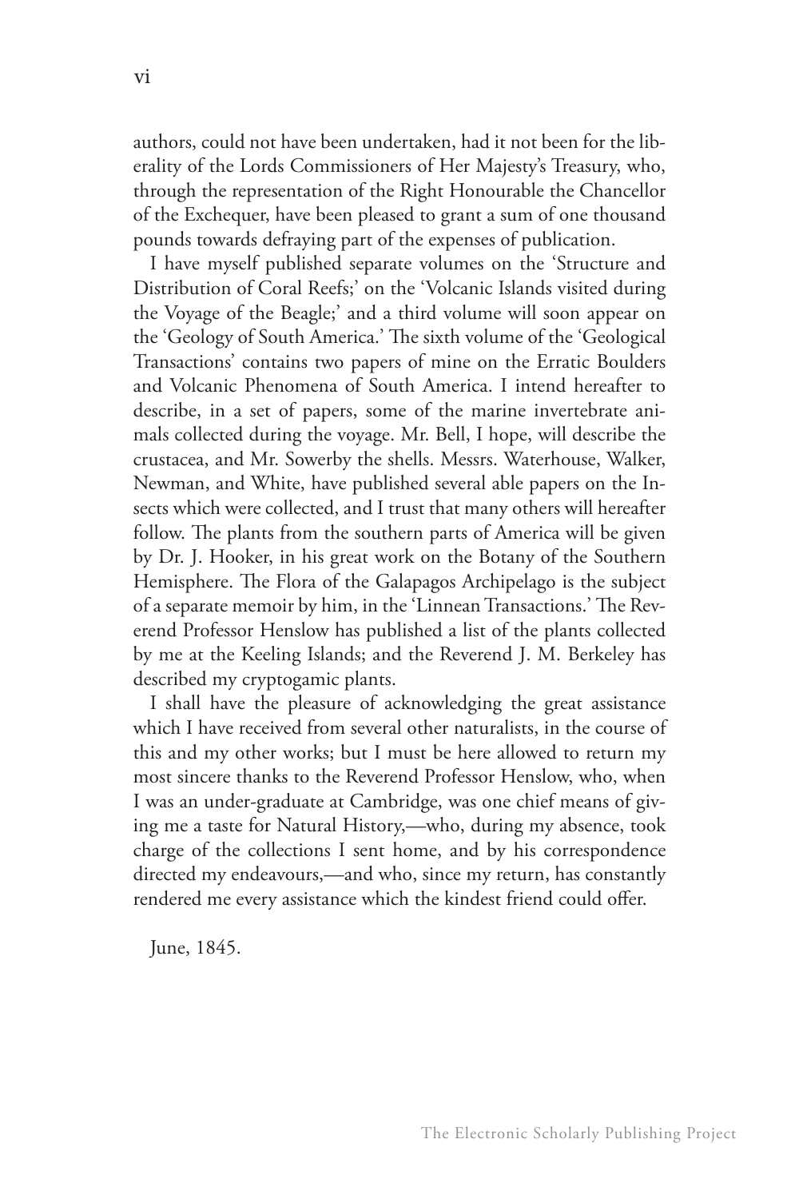authors, could not have been undertaken, had it not been for the liberality of the Lords Commissioners of Her Majesty's Treasury, who, through the representation of the Right Honourable the Chancellor of the Exchequer, have been pleased to grant a sum of one thousand pounds towards defraying part of the expenses of publication.

I have myself published separate volumes on the 'Structure and Distribution of Coral Reefs;' on the 'Volcanic Islands visited during the Voyage of the Beagle;' and a third volume will soon appear on the 'Geology of South America.' The sixth volume of the 'Geological Transactions' contains two papers of mine on the Erratic Boulders and Volcanic Phenomena of South America. I intend hereafter to describe, in a set of papers, some of the marine invertebrate animals collected during the voyage. Mr. Bell, I hope, will describe the crustacea, and Mr. Sowerby the shells. Messrs. Waterhouse, Walker, Newman, and White, have published several able papers on the Insects which were collected, and I trust that many others will hereafter follow. The plants from the southern parts of America will be given by Dr. J. Hooker, in his great work on the Botany of the Southern Hemisphere. The Flora of the Galapagos Archipelago is the subject of a separate memoir by him, in the 'Linnean Transactions.' The Reverend Professor Henslow has published a list of the plants collected by me at the Keeling Islands; and the Reverend J. M. Berkeley has described my cryptogamic plants.

I shall have the pleasure of acknowledging the great assistance which I have received from several other naturalists, in the course of this and my other works; but I must be here allowed to return my most sincere thanks to the Reverend Professor Henslow, who, when I was an under-graduate at Cambridge, was one chief means of giving me a taste for Natural History,—who, during my absence, took charge of the collections I sent home, and by his correspondence directed my endeavours,—and who, since my return, has constantly rendered me every assistance which the kindest friend could offer.

June, 1845.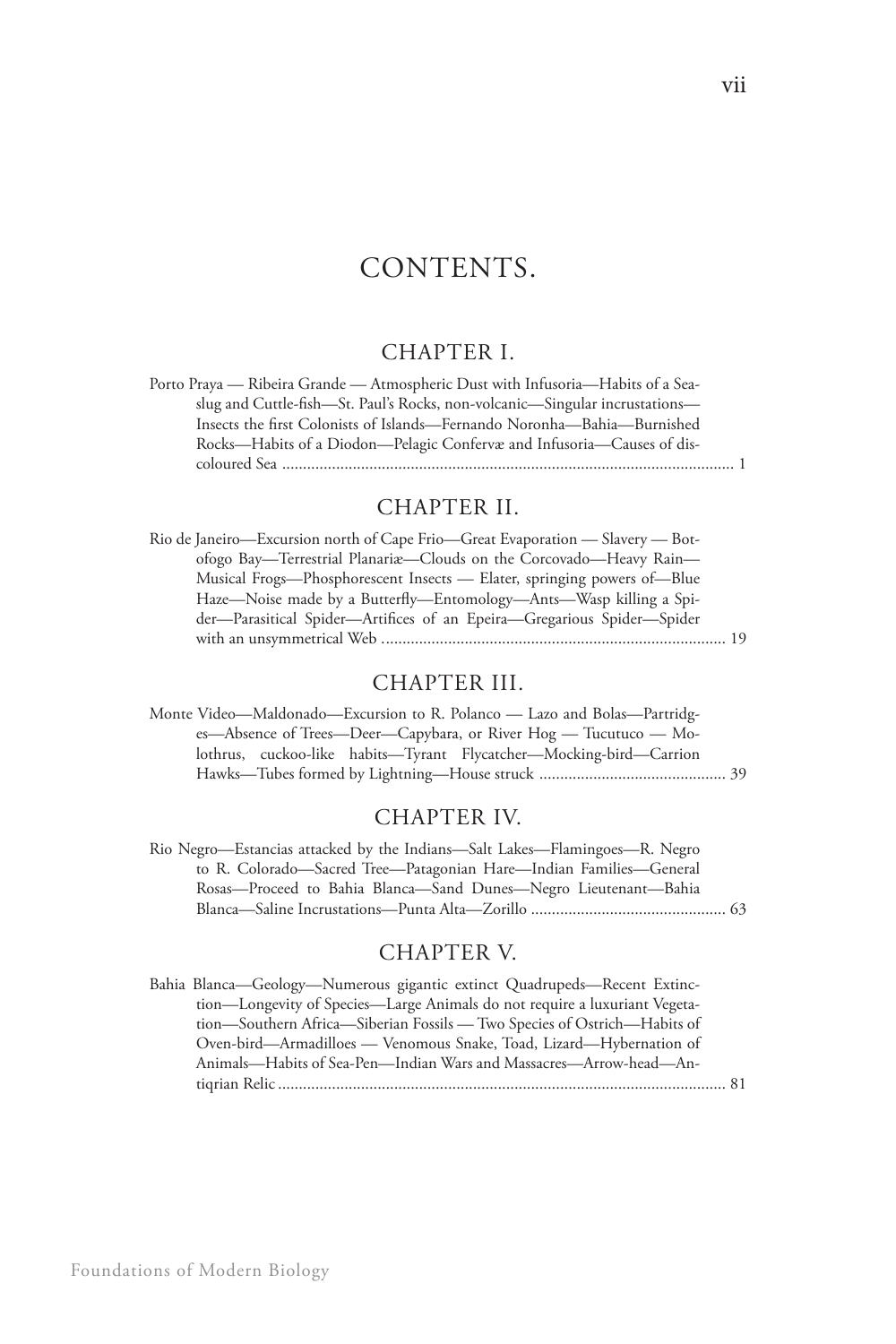# CONTENTS.

## CHAPTER I.

Porto Praya — Ribeira Grande — Atmospheric Dust with Infusoria—Habits of a Sea-slug and Cuttle-fish—St. Paul's Rocks, non-volcanic—Singular incrustations—Insects the first Colonists of Islands—Fernando Noronha—Bahia—Burnished Rocks—Habits of a Diodon—Pelagic Confervæ and Infusoria—Causes of discoloured Sea ........ 1

## CHAPTER II.

Rio de Janeiro—Excursion north of Cape Frio—Great Evaporation — Slavery — Botofogo Bay—Terrestrial Planariæ—Clouds on the Corcovado—Heavy Rain—Musical Frogs—Phosphorescent Insects — Elater, springing powers of—Blue Haze—Noise made by a Butterfly—Entomology—Ants—Wasp killing a Spider—Parasitical Spider—Artifices of an Epeira—Gregarious Spider—Spider with an unsymmetrical Web ........ 19

## CHAPTER III.

Monte Video—Maldonado—Excursion to R. Polanco — Lazo and Bolas—Partridges—Absence of Trees—Deer—Capybara, or River Hog — Tucutuco — Molothrus, cuckoo-like habits—Tyrant Flycatcher—Mocking-bird—Carrion Hawks—Tubes formed by Lightning—House struck ........ 39

## CHAPTER IV.

Rio Negro—Estancias attacked by the Indians—Salt Lakes—Flamingoes—R. Negro to R. Colorado—Sacred Tree—Patagonian Hare—Indian Families—General Rosas—Proceed to Bahia Blanca—Sand Dunes—Negro Lieutenant—Bahia Blanca—Saline Incrustations—Punta Alta—Zorillo ........ 63

## CHAPTER V.

Bahia Blanca—Geology—Numerous gigantic extinct Quadrupeds—Recent Extinction—Longevity of Species—Large Animals do not require a luxuriant Vegetation—Southern Africa—Siberian Fossils — Two Species of Ostrich—Habits of Oven-bird—Armadilloes — Venomous Snake, Toad, Lizard—Hybernation of Animals—Habits of Sea-Pen—Indian Wars and Massacres—Arrow-head—Antiqrian Relic ........ 81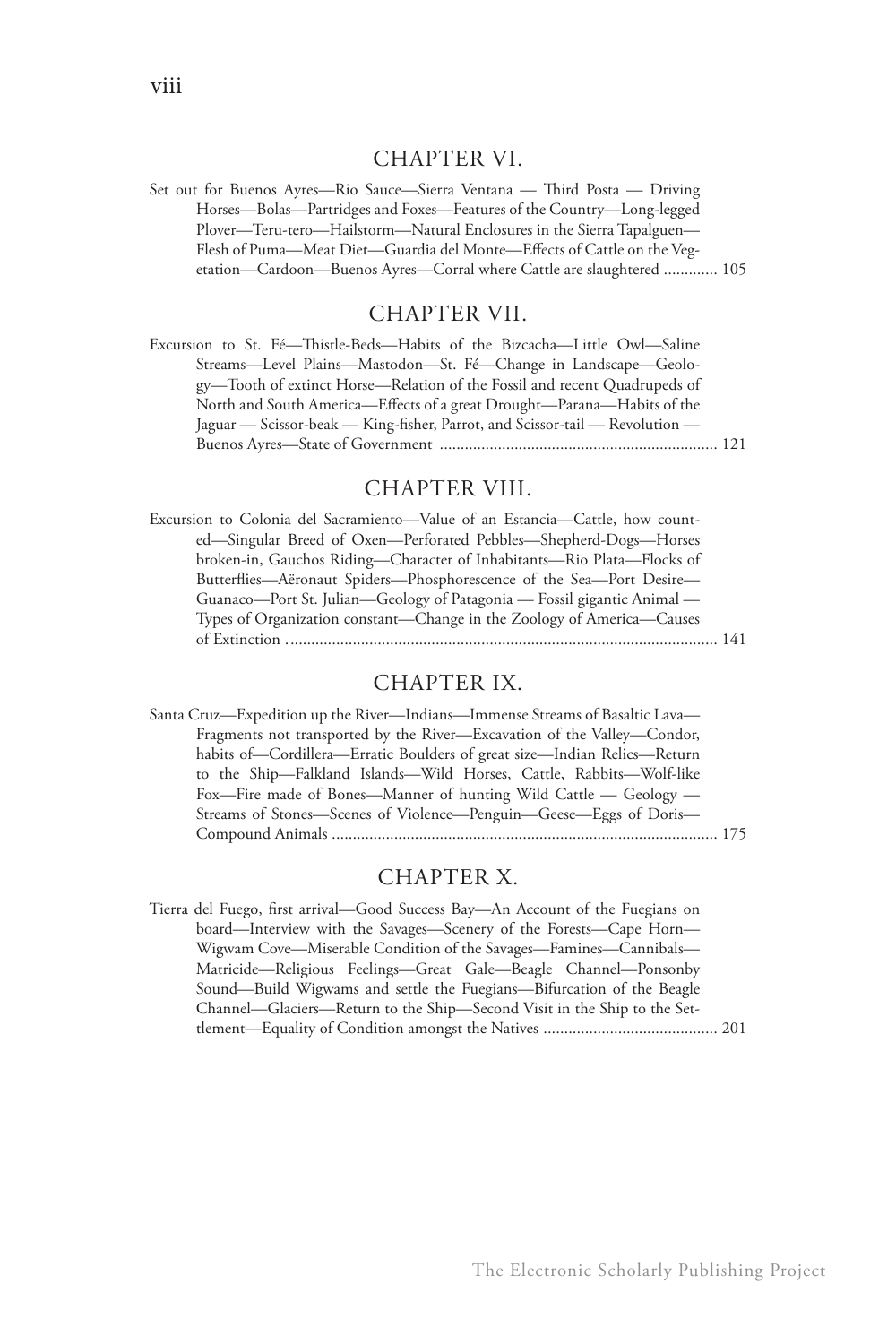## CHAPTER VI.

Set out for Buenos Ayres—Rio Sauce—Sierra Ventana — Third Posta — Driving Horses—Bolas—Partridges and Foxes—Features of the Country—Long-legged Plover—Teru-tero—Hailstorm—Natural Enclosures in the Sierra Tapalguen—Flesh of Puma—Meat Diet—Guardia del Monte—Effects of Cattle on the Vegetation—Cardoon—Buenos Ayres—Corral where Cattle are slaughtered ............. 105

## CHAPTER VII.

Excursion to St. Fé—Thistle-Beds—Habits of the Bizcacha—Little Owl—Saline Streams—Level Plains—Mastodon—St. Fé—Change in Landscape—Geology—Tooth of extinct Horse—Relation of the Fossil and recent Quadrupeds of North and South America—Effects of a great Drought—Parana—Habits of the Jaguar — Scissor-beak — King-fisher, Parrot, and Scissor-tail — Revolution — Buenos Ayres—State of Government .................................................................. 121

## CHAPTER VIII.

Excursion to Colonia del Sacramiento—Value of an Estancia—Cattle, how counted—Singular Breed of Oxen—Perforated Pebbles—Shepherd-Dogs—Horses broken-in, Gauchos Riding—Character of Inhabitants—Rio Plata—Flocks of Butterflies—Aëronaut Spiders—Phosphorescence of the Sea—Port Desire—Guanaco—Port St. Julian—Geology of Patagonia — Fossil gigantic Animal — Types of Organization constant—Change in the Zoology of America—Causes of Extinction ....................................................................................................... 141

## CHAPTER IX.

Santa Cruz—Expedition up the River—Indians—Immense Streams of Basaltic Lava—Fragments not transported by the River—Excavation of the Valley—Condor, habits of—Cordillera—Erratic Boulders of great size—Indian Relics—Return to the Ship—Falkland Islands—Wild Horses, Cattle, Rabbits—Wolf-like Fox—Fire made of Bones—Manner of hunting Wild Cattle — Geology — Streams of Stones—Scenes of Violence—Penguin—Geese—Eggs of Doris—Compound Animals ............................................................................................ 175

## CHAPTER X.

Tierra del Fuego, first arrival—Good Success Bay—An Account of the Fuegians on board—Interview with the Savages—Scenery of the Forests—Cape Horn—Wigwam Cove—Miserable Condition of the Savages—Famines—Cannibals—Matricide—Religious Feelings—Great Gale—Beagle Channel—Ponsonby Sound—Build Wigwams and settle the Fuegians—Bifurcation of the Beagle Channel—Glaciers—Return to the Ship—Second Visit in the Ship to the Settlement—Equality of Condition amongst the Natives .......................................... 201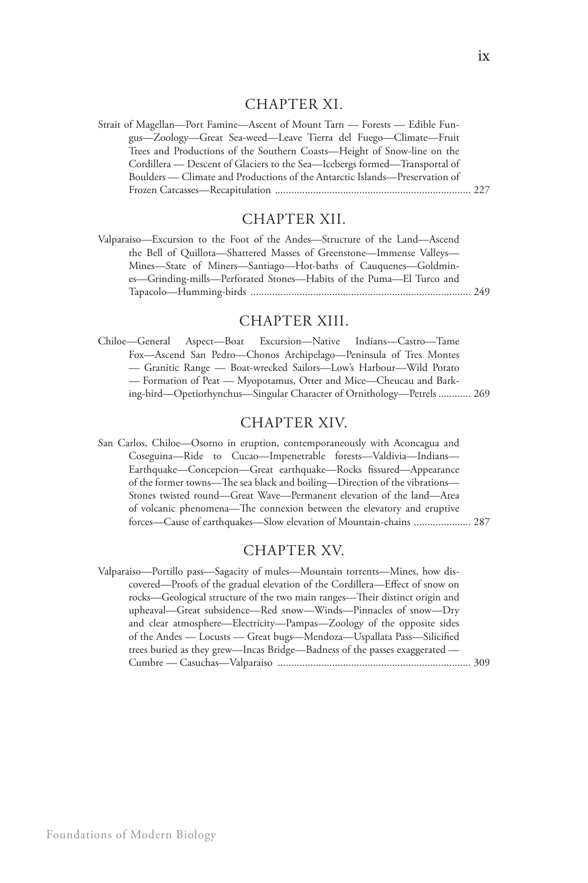## CHAPTER XI.

Strait of Magellan—Port Famine—Ascent of Mount Tarn — Forests — Edible Fungus—Zoology—Great Sea-weed—Leave Tierra del Fuego—Climate—Fruit Trees and Productions of the Southern Coasts—Height of Snow-line on the Cordillera — Descent of Glaciers to the Sea—Icebergs formed—Transportal of Boulders — Climate and Productions of the Antarctic Islands—Preservation of Frozen Carcasses—Recapitulation ........................................................................ 227

## CHAPTER XII.

Valparaiso—Excursion to the Foot of the Andes—Structure of the Land—Ascend the Bell of Quillota—Shattered Masses of Greenstone—Immense Valleys—Mines—State of Miners—Santiago—Hot-baths of Cauquenes—Goldmines—Grinding-mills—Perforated Stones—Habits of the Puma—El Turco and Tapacolo—Humming-birds ................................................................................. 249

## CHAPTER XIII.

Chiloe—General Aspect—Boat Excursion—Native Indians—Castro—Tame Fox—Ascend San Pedro—Chonos Archipelago—Peninsula of Tres Montes — Granitic Range — Boat-wrecked Sailors—Low's Harbour—Wild Potato — Formation of Peat — Myopotamus, Otter and Mice—Cheucau and Barking-bird—Opetiorhynchus—Singular Character of Ornithology—Petrels ............ 269

## CHAPTER XIV.

San Carlos, Chiloe—Osorno in eruption, contemporaneously with Aconcagua and Coseguina—Ride to Cucao—Impenetrable forests—Valdivia—Indians—Earthquake—Concepcion—Great earthquake—Rocks fissured—Appearance of the former towns—The sea black and boiling—Direction of the vibrations—Stones twisted round—Great Wave—Permanent elevation of the land—Area of volcanic phenomena—The connexion between the elevatory and eruptive forces—Cause of earthquakes—Slow elevation of Mountain-chains ..................... 287

## CHAPTER XV.

Valparaiso—Portillo pass—Sagacity of mules—Mountain torrents—Mines, how discovered—Proofs of the gradual elevation of the Cordillera—Effect of snow on rocks—Geological structure of the two main ranges—Their distinct origin and upheaval—Great subsidence—Red snow—Winds—Pinnacles of snow—Dry and clear atmosphere—Electricity—Pampas—Zoology of the opposite sides of the Andes — Locusts — Great bugs—Mendoza—Uspallata Pass—Silicified trees buried as they grew—Incas Bridge—Badness of the passes exaggerated — Cumbre — Casuchas—Valparaiso ....................................................................... 309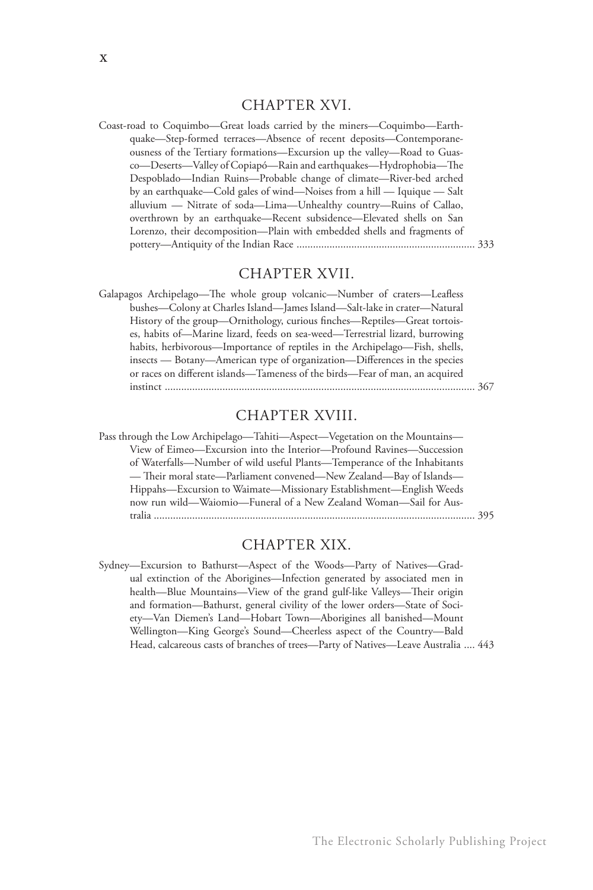## CHAPTER XVI.

Coast-road to Coquimbo—Great loads carried by the miners—Coquimbo—Earthquake—Step-formed terraces—Absence of recent deposits—Contemporaneousness of the Tertiary formations—Excursion up the valley—Road to Guasco—Deserts—Valley of Copiapó—Rain and earthquakes—Hydrophobia—The Despoblado—Indian Ruins—Probable change of climate—River-bed arched by an earthquake—Cold gales of wind—Noises from a hill — Iquique — Salt alluvium — Nitrate of soda—Lima—Unhealthy country—Ruins of Callao, overthrown by an earthquake—Recent subsidence—Elevated shells on San Lorenzo, their decomposition—Plain with embedded shells and fragments of pottery—Antiquity of the Indian Race .......... 333

## CHAPTER XVII.

Galapagos Archipelago—The whole group volcanic—Number of craters—Leafless bushes—Colony at Charles Island—James Island—Salt-lake in crater—Natural History of the group—Ornithology, curious finches—Reptiles—Great tortoises, habits of—Marine lizard, feeds on sea-weed—Terrestrial lizard, burrowing habits, herbivorous—Importance of reptiles in the Archipelago—Fish, shells, insects — Botany—American type of organization—Differences in the species or races on different islands—Tameness of the birds—Fear of man, an acquired instinct .......... 367

## CHAPTER XVIII.

Pass through the Low Archipelago—Tahiti—Aspect—Vegetation on the Mountains—View of Eimeo—Excursion into the Interior—Profound Ravines—Succession of Waterfalls—Number of wild useful Plants—Temperance of the Inhabitants — Their moral state—Parliament convened—New Zealand—Bay of Islands—Hippahs—Excursion to Waimate—Missionary Establishment—English Weeds now run wild—Waiomio—Funeral of a New Zealand Woman—Sail for Australia .......... 395

## CHAPTER XIX.

Sydney—Excursion to Bathurst—Aspect of the Woods—Party of Natives—Gradual extinction of the Aborigines—Infection generated by associated men in health—Blue Mountains—View of the grand gulf-like Valleys—Their origin and formation—Bathurst, general civility of the lower orders—State of Society—Van Diemen's Land—Hobart Town—Aborigines all banished—Mount Wellington—King George's Sound—Cheerless aspect of the Country—Bald Head, calcareous casts of branches of trees—Party of Natives—Leave Australia .... 443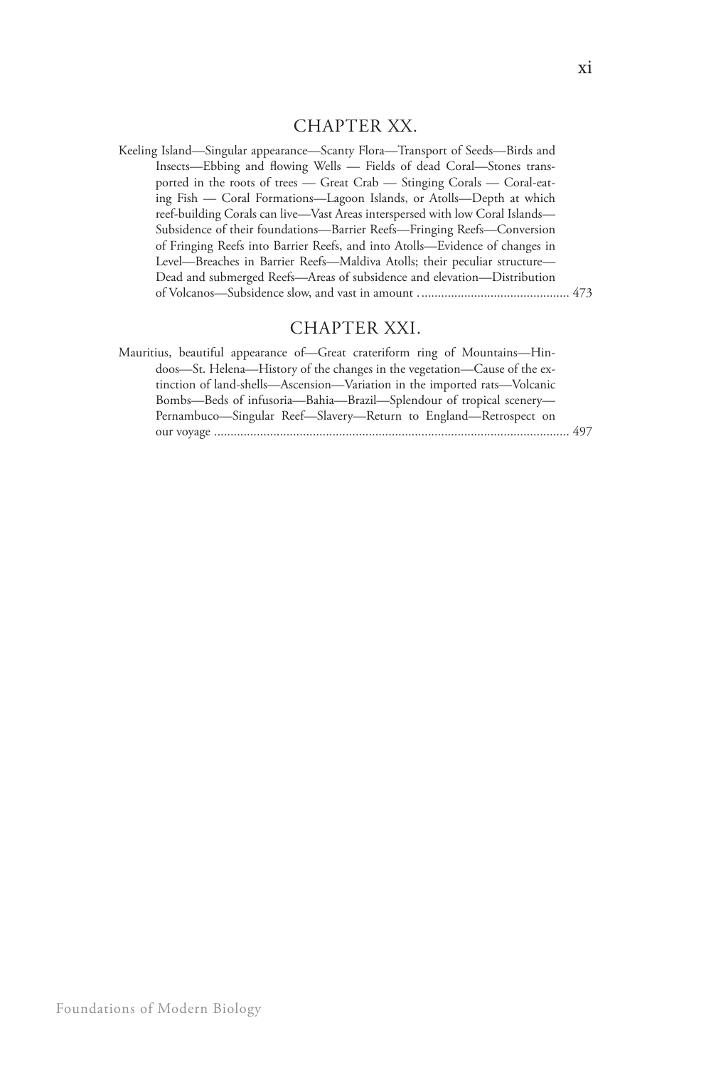## CHAPTER XX.

Keeling Island—Singular appearance—Scanty Flora—Transport of Seeds—Birds and Insects—Ebbing and flowing Wells — Fields of dead Coral—Stones transported in the roots of trees — Great Crab — Stinging Corals — Coral-eating Fish — Coral Formations—Lagoon Islands, or Atolls—Depth at which reef-building Corals can live—Vast Areas interspersed with low Coral Islands—Subsidence of their foundations—Barrier Reefs—Fringing Reefs—Conversion of Fringing Reefs into Barrier Reefs, and into Atolls—Evidence of changes in Level—Breaches in Barrier Reefs—Maldiva Atolls; their peculiar structure—Dead and submerged Reefs—Areas of subsidence and elevation—Distribution of Volcanos—Subsidence slow, and vast in amount ............................................ 473

## CHAPTER XXI.

Mauritius, beautiful appearance of—Great crateriform ring of Mountains—Hindoos—St. Helena—History of the changes in the vegetation—Cause of the extinction of land-shells—Ascension—Variation in the imported rats—Volcanic Bombs—Beds of infusoria—Bahia—Brazil—Splendour of tropical scenery—Pernambuco—Singular Reef—Slavery—Return to England—Retrospect on our voyage ............................................................................................................ 497